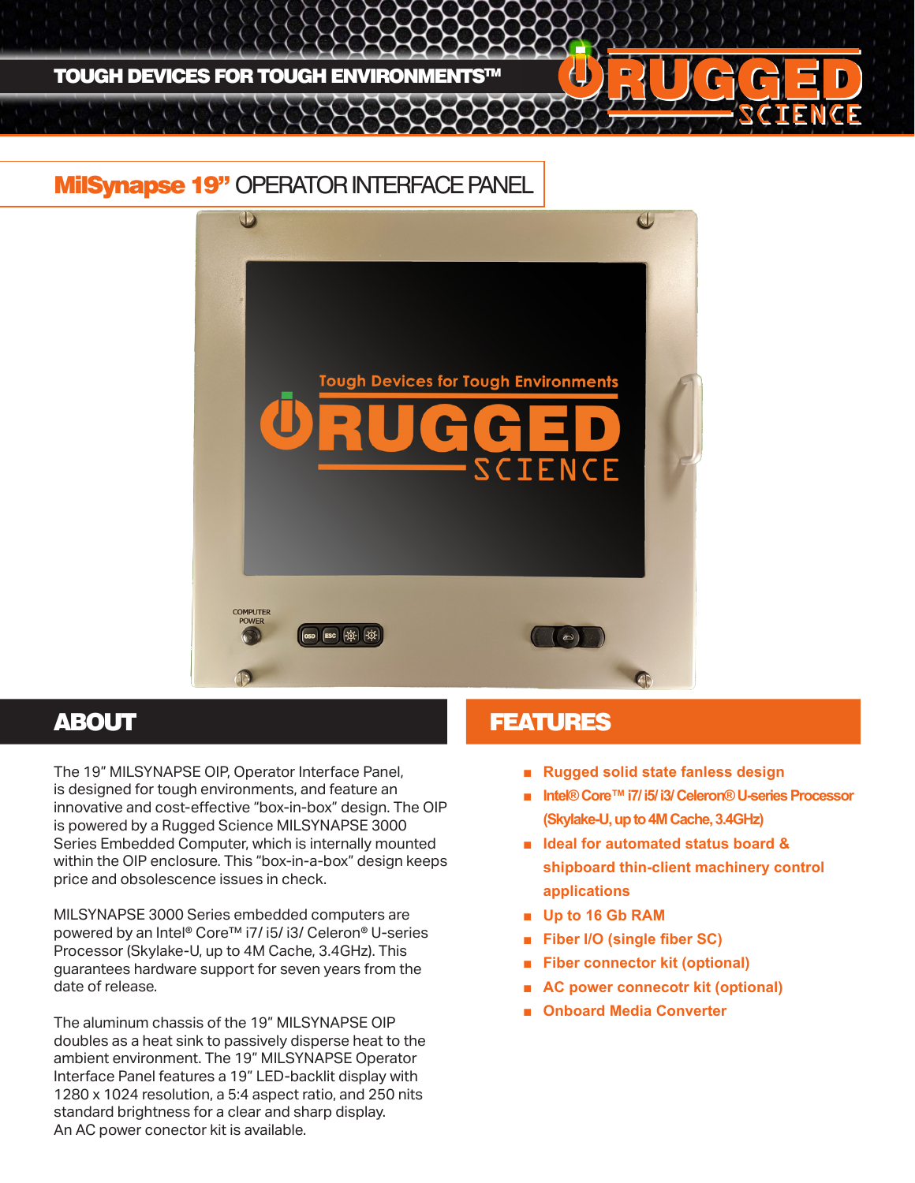TOUGH DEVICES FOR TOUGH ENVIRONMENTS™

# MilSynapse 19" OPERATOR INTERFACE PANEL

## ABOUT

The 19" MILSYNAPSE OIP, Operator Interface Panel, is designed for tough environments, and feature an innovative and cost-effective "box-in-box" design. The OIP is powered by a Rugged Science MILSYNAPSE 3000 Series Embedded Computer, which is internally mounted within the OIP enclosure. This "box-in-a-box" design keeps price and obsolescence issues in check.

MILSYNAPSE 3000 Series embedded computers are powered by an Intel® Core™ i7/ i5/ i3/ Celeron® U-series Processor (Skylake-U, up to 4M Cache, 3.4GHz). This guarantees hardware support for seven years from the date of release.

The aluminum chassis of the 19" MILSYNAPSE OIP doubles as a heat sink to passively disperse heat to the ambient environment. The 19" MILSYNAPSE Operator Interface Panel features a 19" LED-backlit display with 1280 x 1024 resolution, a 5:4 aspect ratio, and 250 nits standard brightness for a clear and sharp display. An AC power conector kit is available.

## FEATURES

- Rugged solid state fanless design
- Intel® Core™ i7/ i5/ i3/ Celeron® U-series Processor (Skylake-U, up to 4M Cache, 3.4GHz)
- Ideal for automated status board & shipboard thin-client machinery control applications
- Up to 16 Gb RAM
- Fiber I/O (single fiber SC)
- Fiber connector kit (optional)
- AC power connecotr kit (optional)
- Onboard Media Converter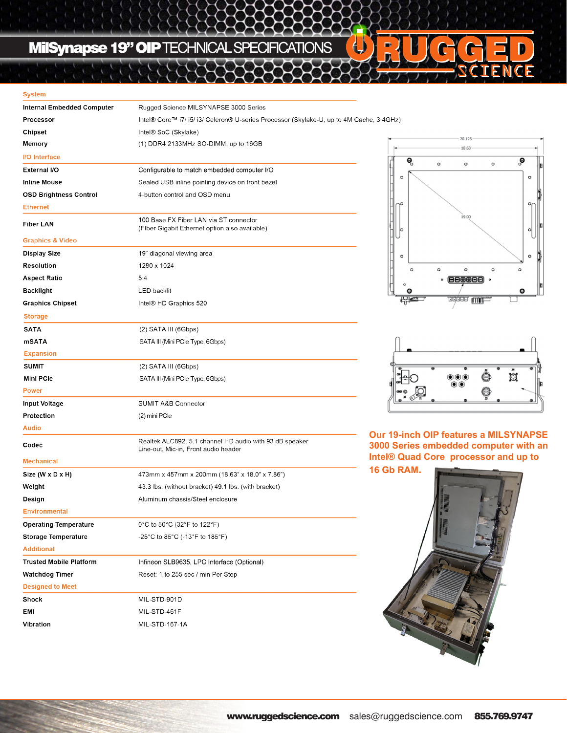# MilSynapse 19" OIP TECHNICAL SPECIFICATIONS

| | |
|---|---|
| **System** | |
| Internal Embedded Computer | Rugged Science MILSYNAPSE 3000 Series |
| Processor | Intel® Core™ i7/ i5/ i3/ Celeron® U-series Processor (Skylake-U, up to 4M Cache, 3.4GHz) |
| Chipset | Intel® SoC (Skylake) |
| Memory | (1) DDR4 2133MHz SO-DIMM, up to 16GB |
| **I/O Interface** | |
| External I/O | Configurable to match embedded computer I/O |
| Inline Mouse | Sealed USB inline pointing device on front bezel |
| OSD Brightness Control | 4-button control and OSD menu |
| **Ethernet** | |
| Fiber LAN | 100 Base FX Fiber LAN via ST connector (FIber Gigabit Ethernet option also available) |
| **Graphics & Video** | |
| Display Size | 19" diagonal viewing area |
| Resolution | 1280 x 1024 |
| Aspect Ratio | 5:4 |
| Backlight | LED backlit |
| Graphics Chipset | Intel® HD Graphics 520 |
| **Storage** | |
| SATA | (2) SATA III (6Gbps) |
| mSATA | SATA III (Mini PCIe Type, 6Gbps) |
| **Expansion** | |
| SUMIT | (2) SATA III (6Gbps) |
| Mini PCIe | SATA III (Mini PCIe Type, 6Gbps) |
| **Power** | |
| Input Voltage | SUMIT A&B Connector |
| Protection | (2) mini PCIe |
| **Audio** | |
| Codec | Realtek ALC892, 5.1 channel HD audio with 93 dB speaker Line-out, Mic-in, Front audio header |
| **Mechanical** | |
| Size (W x D x H) | 473mm x 457mm x 200mm (18.63" x 18.0" x 7.86") |
| Weight | 43.3 lbs. (without bracket) 49.1 lbs. (with bracket) |
| Design | Aluminum chassis/Steel enclosure |
| **Environmental** | |
| Operating Temperature | 0°C to 50°C (32°F to 122°F) |
| Storage Temperature | -25°C to 85°C (-13°F to 185°F) |
| **Additional** | |
| Trusted Mobile Platform | Infineon SLB9635, LPC Interface (Optional) |
| Watchdog Timer | Reset: 1 to 255 sec / min Per Step |
| **Designed to Meet** | |
| Shock | MIL-STD-901D |
| EMI | MIL-STD-461F |
| Vibration | MIL-STD-167-1A |

20.125

18.63

19.00

**Our 19-inch OIP features a MILSYNAPSE 3000 Series embedded computer with an Intel® Quad Core processor and up to 16 Gb RAM.**

www.ruggedscience.com sales@ruggedscience.com 855.769.9747